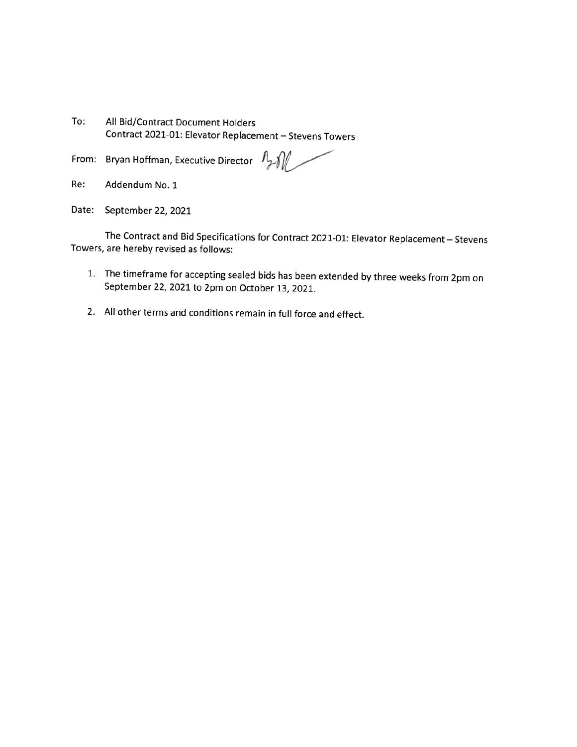To: All Bid/Contract Document Holders
Contract 2021-01: Elevator Replacement – Stevens Towers

From: Bryan Hoffman, Executive Director

Re: Addendum No. 1

Date: September 22, 2021

The Contract and Bid Specifications for Contract 2021-01: Elevator Replacement – Stevens Towers, are hereby revised as follows:

1. The timeframe for accepting sealed bids has been extended by three weeks from 2pm on September 22, 2021 to 2pm on October 13, 2021.
2. All other terms and conditions remain in full force and effect.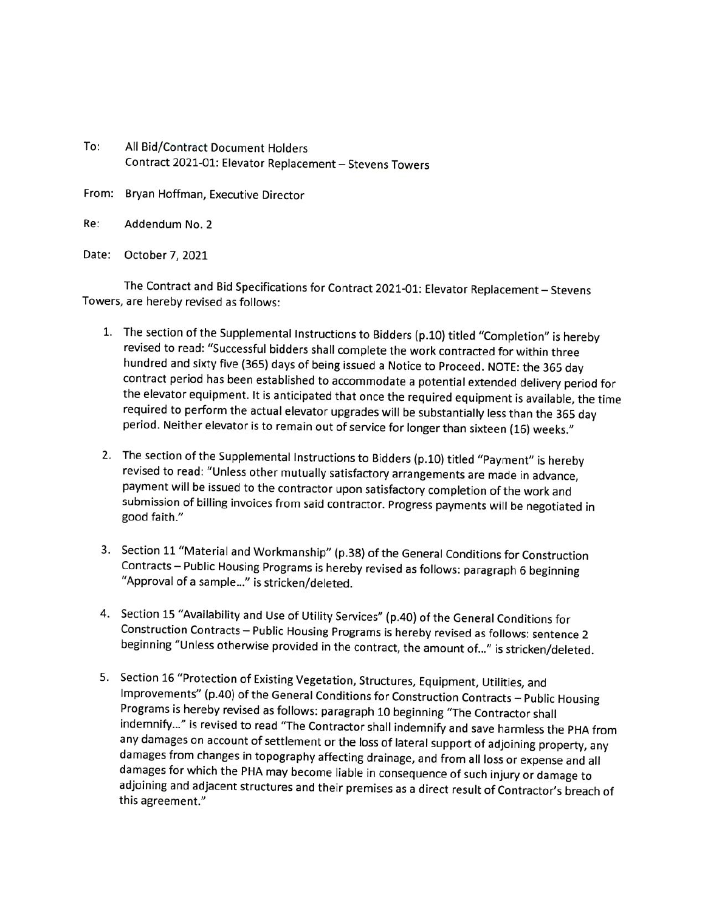To: All Bid/Contract Document Holders
Contract 2021-01: Elevator Replacement – Stevens Towers

From: Bryan Hoffman, Executive Director

Re: Addendum No. 2

Date: October 7, 2021

The Contract and Bid Specifications for Contract 2021-01: Elevator Replacement – Stevens Towers, are hereby revised as follows:

1. The section of the Supplemental Instructions to Bidders (p.10) titled "Completion" is hereby revised to read: "Successful bidders shall complete the work contracted for within three hundred and sixty five (365) days of being issued a Notice to Proceed. NOTE: the 365 day contract period has been established to accommodate a potential extended delivery period for the elevator equipment. It is anticipated that once the required equipment is available, the time required to perform the actual elevator upgrades will be substantially less than the 365 day period. Neither elevator is to remain out of service for longer than sixteen (16) weeks."

2. The section of the Supplemental Instructions to Bidders (p.10) titled "Payment" is hereby revised to read: "Unless other mutually satisfactory arrangements are made in advance, payment will be issued to the contractor upon satisfactory completion of the work and submission of billing invoices from said contractor. Progress payments will be negotiated in good faith."

3. Section 11 "Material and Workmanship" (p.38) of the General Conditions for Construction Contracts – Public Housing Programs is hereby revised as follows: paragraph 6 beginning "Approval of a sample…" is stricken/deleted.

4. Section 15 "Availability and Use of Utility Services" (p.40) of the General Conditions for Construction Contracts – Public Housing Programs is hereby revised as follows: sentence 2 beginning "Unless otherwise provided in the contract, the amount of…" is stricken/deleted.

5. Section 16 "Protection of Existing Vegetation, Structures, Equipment, Utilities, and Improvements" (p.40) of the General Conditions for Construction Contracts – Public Housing Programs is hereby revised as follows: paragraph 10 beginning "The Contractor shall indemnify…" is revised to read "The Contractor shall indemnify and save harmless the PHA from any damages on account of settlement or the loss of lateral support of adjoining property, any damages from changes in topography affecting drainage, and from all loss or expense and all damages for which the PHA may become liable in consequence of such injury or damage to adjoining and adjacent structures and their premises as a direct result of Contractor's breach of this agreement."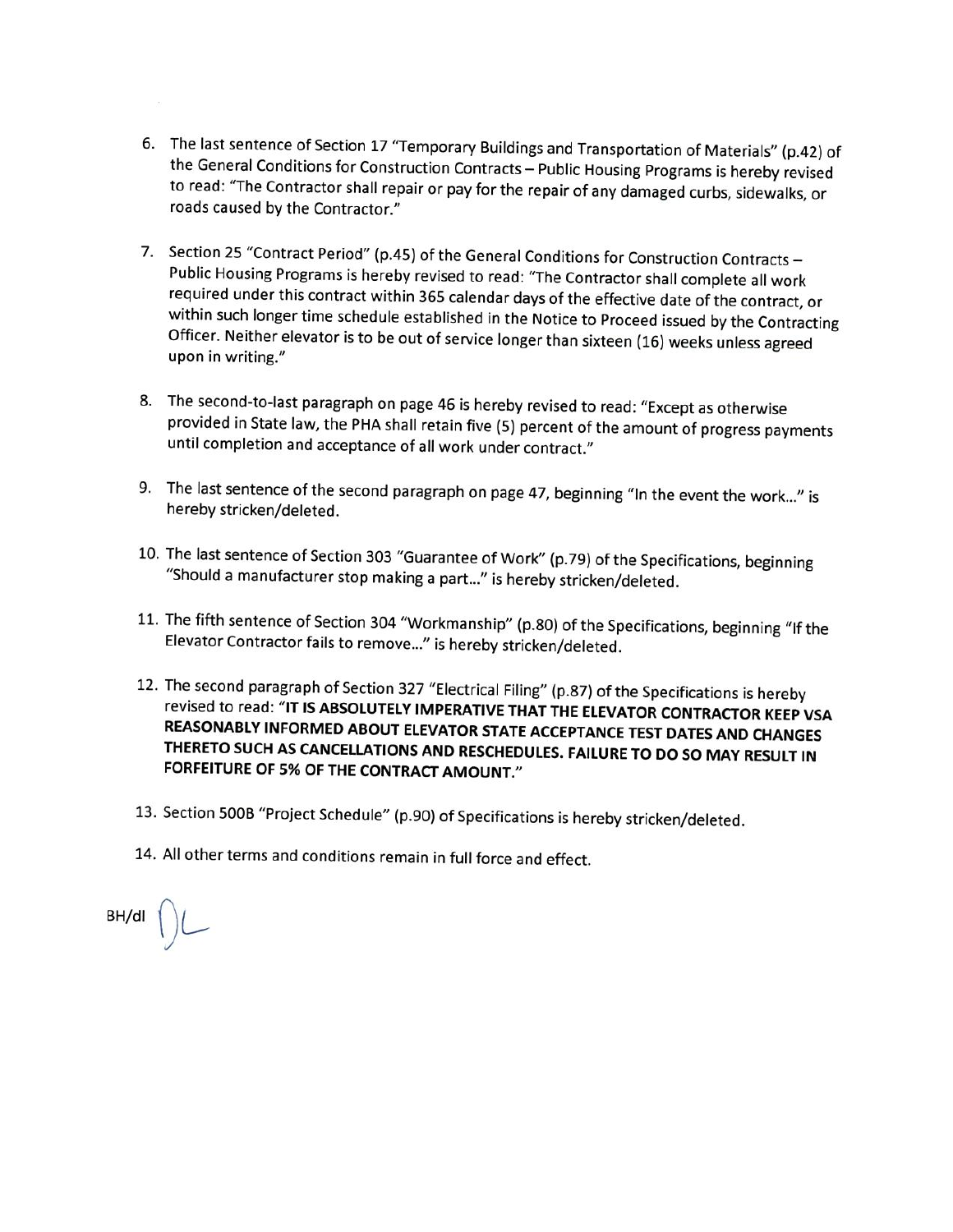6. The last sentence of Section 17 "Temporary Buildings and Transportation of Materials" (p.42) of the General Conditions for Construction Contracts – Public Housing Programs is hereby revised to read: "The Contractor shall repair or pay for the repair of any damaged curbs, sidewalks, or roads caused by the Contractor."

7. Section 25 "Contract Period" (p.45) of the General Conditions for Construction Contracts – Public Housing Programs is hereby revised to read: "The Contractor shall complete all work required under this contract within 365 calendar days of the effective date of the contract, or within such longer time schedule established in the Notice to Proceed issued by the Contracting Officer. Neither elevator is to be out of service longer than sixteen (16) weeks unless agreed upon in writing."

8. The second-to-last paragraph on page 46 is hereby revised to read: "Except as otherwise provided in State law, the PHA shall retain five (5) percent of the amount of progress payments until completion and acceptance of all work under contract."

9. The last sentence of the second paragraph on page 47, beginning "In the event the work..." is hereby stricken/deleted.

10. The last sentence of Section 303 "Guarantee of Work" (p.79) of the Specifications, beginning "Should a manufacturer stop making a part..." is hereby stricken/deleted.

11. The fifth sentence of Section 304 "Workmanship" (p.80) of the Specifications, beginning "If the Elevator Contractor fails to remove..." is hereby stricken/deleted.

12. The second paragraph of Section 327 "Electrical Filing" (p.87) of the Specifications is hereby revised to read: "**IT IS ABSOLUTELY IMPERATIVE THAT THE ELEVATOR CONTRACTOR KEEP VSA REASONABLY INFORMED ABOUT ELEVATOR STATE ACCEPTANCE TEST DATES AND CHANGES THERETO SUCH AS CANCELLATIONS AND RESCHEDULES. FAILURE TO DO SO MAY RESULT IN FORFEITURE OF 5% OF THE CONTRACT AMOUNT.**"

13. Section 500B "Project Schedule" (p.90) of Specifications is hereby stricken/deleted.

14. All other terms and conditions remain in full force and effect.

BH/dl DL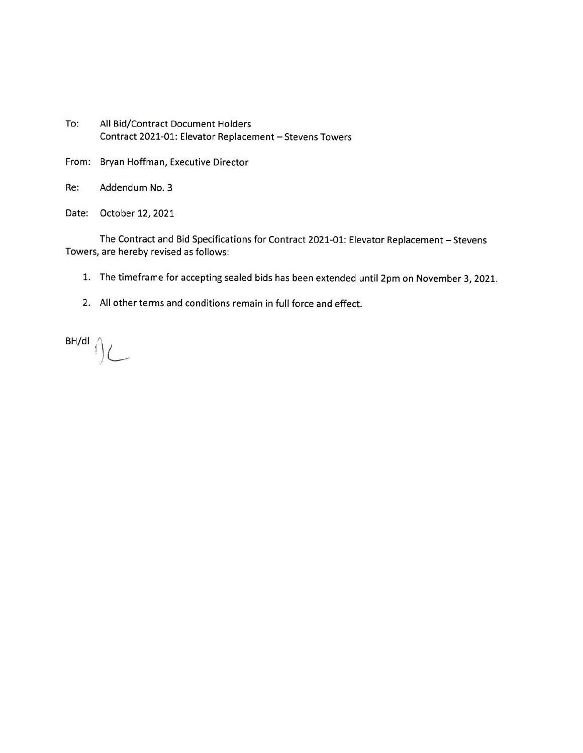To: All Bid/Contract Document Holders
Contract 2021-01: Elevator Replacement – Stevens Towers

From: Bryan Hoffman, Executive Director

Re: Addendum No. 3

Date: October 12, 2021

The Contract and Bid Specifications for Contract 2021-01: Elevator Replacement – Stevens Towers, are hereby revised as follows:

1. The timeframe for accepting sealed bids has been extended until 2pm on November 3, 2021.
2. All other terms and conditions remain in full force and effect.

BH/dl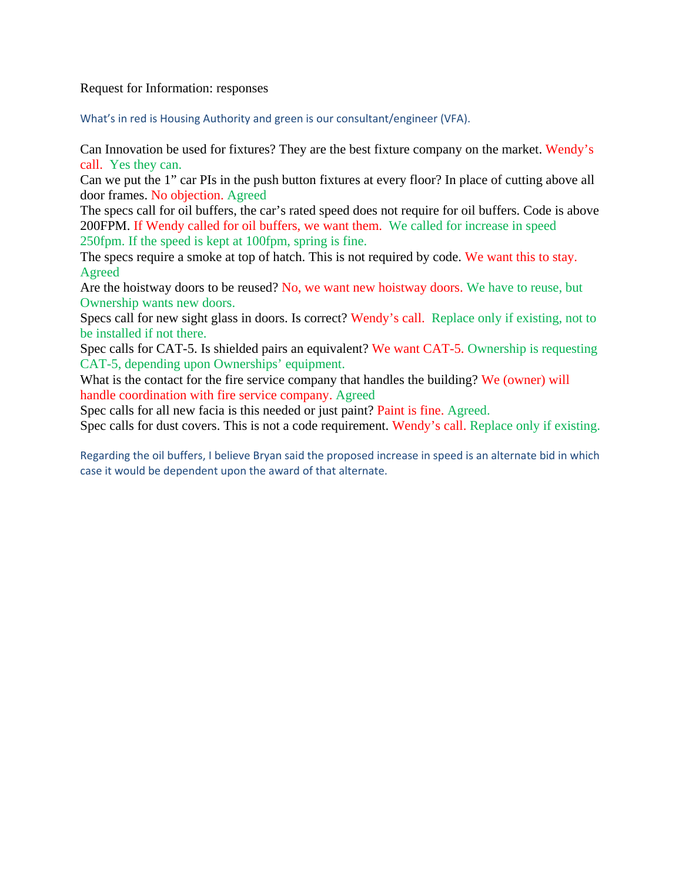Request for Information: responses

What's in red is Housing Authority and green is our consultant/engineer (VFA).

Can Innovation be used for fixtures? They are the best fixture company on the market. Wendy's call. Yes they can.
Can we put the 1" car PIs in the push button fixtures at every floor? In place of cutting above all door frames. No objection. Agreed
The specs call for oil buffers, the car's rated speed does not require for oil buffers. Code is above 200FPM. If Wendy called for oil buffers, we want them. We called for increase in speed 250fpm. If the speed is kept at 100fpm, spring is fine.
The specs require a smoke at top of hatch. This is not required by code. We want this to stay. Agreed
Are the hoistway doors to be reused? No, we want new hoistway doors. We have to reuse, but Ownership wants new doors.
Specs call for new sight glass in doors. Is correct? Wendy's call. Replace only if existing, not to be installed if not there.
Spec calls for CAT-5. Is shielded pairs an equivalent? We want CAT-5. Ownership is requesting CAT-5, depending upon Ownerships' equipment.
What is the contact for the fire service company that handles the building? We (owner) will handle coordination with fire service company. Agreed
Spec calls for all new facia is this needed or just paint? Paint is fine. Agreed.
Spec calls for dust covers. This is not a code requirement. Wendy's call. Replace only if existing.

Regarding the oil buffers, I believe Bryan said the proposed increase in speed is an alternate bid in which case it would be dependent upon the award of that alternate.